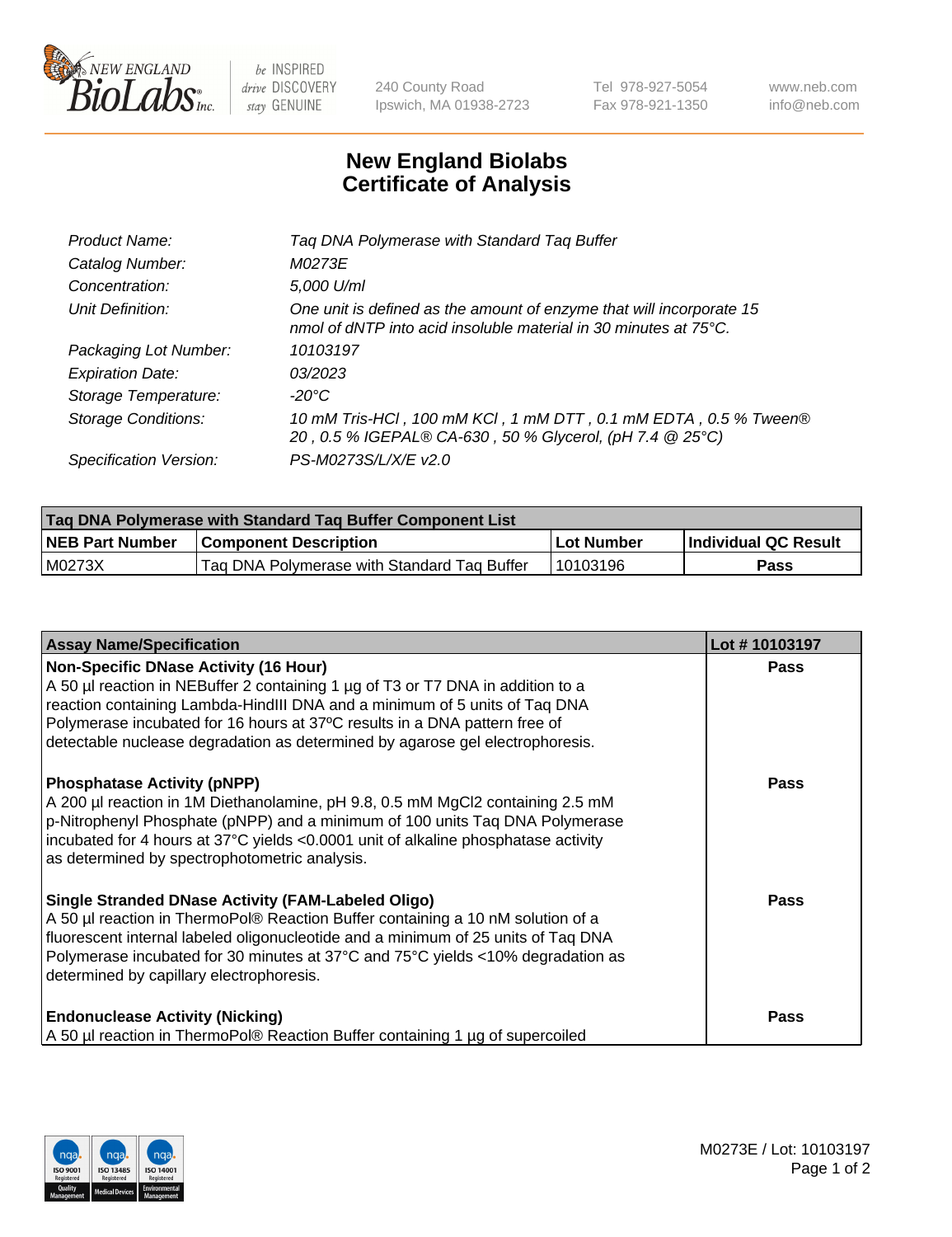# New England Biolabs
# Certificate of Analysis

| | |
|---|---|
| *Product Name:* | *Taq DNA Polymerase with Standard Taq Buffer* |
| *Catalog Number:* | *M0273E* |
| *Concentration:* | *5,000 U/ml* |
| *Unit Definition:* | *One unit is defined as the amount of enzyme that will incorporate 15 nmol of dNTP into acid insoluble material in 30 minutes at 75°C.* |
| *Packaging Lot Number:* | *10103197* |
| *Expiration Date:* | *03/2023* |
| *Storage Temperature:* | *-20°C* |
| *Storage Conditions:* | *10 mM Tris-HCl , 100 mM KCl , 1 mM DTT , 0.1 mM EDTA , 0.5 % Tween® 20 , 0.5 % IGEPAL® CA-630 , 50 % Glycerol, (pH 7.4 @ 25°C)* |
| *Specification Version:* | *PS-M0273S/L/X/E v2.0* |

**Taq DNA Polymerase with Standard Taq Buffer Component List**

| NEB Part Number | Component Description | Lot Number | Individual QC Result |
|---|---|---|---|
| M0273X | Taq DNA Polymerase with Standard Taq Buffer | 10103196 | Pass |

| Assay Name/Specification | Lot # 10103197 |
|---|---|
| **Non-Specific DNase Activity (16 Hour)** A 50 µl reaction in NEBuffer 2 containing 1 µg of T3 or T7 DNA in addition to a reaction containing Lambda-HindIII DNA and a minimum of 5 units of Taq DNA Polymerase incubated for 16 hours at 37ºC results in a DNA pattern free of detectable nuclease degradation as determined by agarose gel electrophoresis. | Pass |
| **Phosphatase Activity (pNPP)** A 200 µl reaction in 1M Diethanolamine, pH 9.8, 0.5 mM $MgCl_2$ containing 2.5 mM p-Nitrophenyl Phosphate (pNPP) and a minimum of 100 units Taq DNA Polymerase incubated for 4 hours at 37°C yields <0.0001 unit of alkaline phosphatase activity as determined by spectrophotometric analysis. | Pass |
| **Single Stranded DNase Activity (FAM-Labeled Oligo)** A 50 µl reaction in ThermoPol® Reaction Buffer containing a 10 nM solution of a fluorescent internal labeled oligonucleotide and a minimum of 25 units of Taq DNA Polymerase incubated for 30 minutes at 37°C and 75°C yields <10% degradation as determined by capillary electrophoresis. | Pass |
| **Endonuclease Activity (Nicking)** A 50 µl reaction in ThermoPol® Reaction Buffer containing 1 µg of supercoiled | Pass |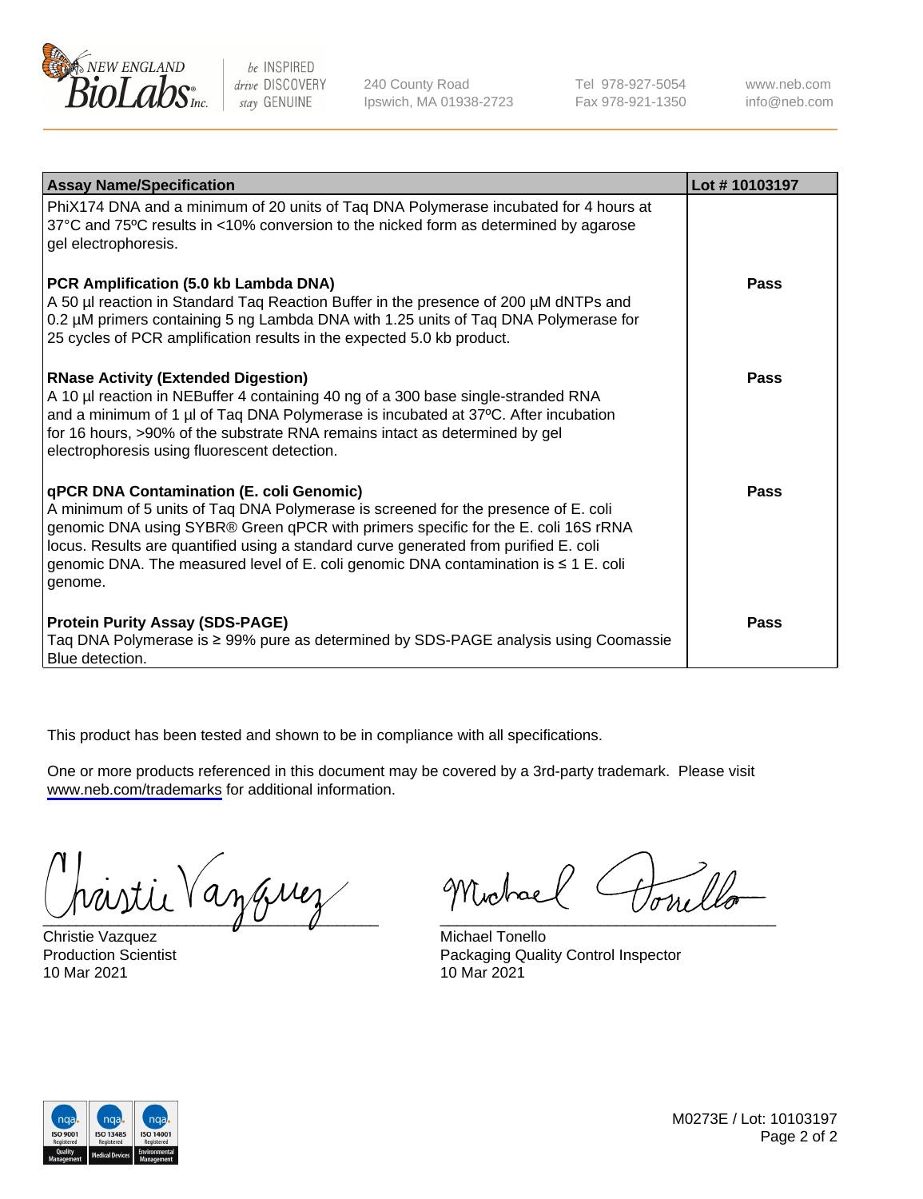| Assay Name/Specification | Lot # 10103197 |
| --- | --- |
| PhiX174 DNA and a minimum of 20 units of Taq DNA Polymerase incubated for 4 hours at 37°C and 75ºC results in <10% conversion to the nicked form as determined by agarose gel electrophoresis. | |
| **PCR Amplification (5.0 kb Lambda DNA)**<br>A 50 µl reaction in Standard Taq Reaction Buffer in the presence of 200 µM dNTPs and 0.2 µM primers containing 5 ng Lambda DNA with 1.25 units of Taq DNA Polymerase for 25 cycles of PCR amplification results in the expected 5.0 kb product. | **Pass** |
| **RNase Activity (Extended Digestion)**<br>A 10 µl reaction in NEBuffer 4 containing 40 ng of a 300 base single-stranded RNA and a minimum of 1 µl of Taq DNA Polymerase is incubated at 37ºC. After incubation for 16 hours, >90% of the substrate RNA remains intact as determined by gel electrophoresis using fluorescent detection. | **Pass** |
| **qPCR DNA Contamination (E. coli Genomic)**<br>A minimum of 5 units of Taq DNA Polymerase is screened for the presence of E. coli genomic DNA using SYBR® Green qPCR with primers specific for the E. coli 16S rRNA locus. Results are quantified using a standard curve generated from purified E. coli genomic DNA. The measured level of E. coli genomic DNA contamination is ≤ 1 E. coli genome. | **Pass** |
| **Protein Purity Assay (SDS-PAGE)**<br>Taq DNA Polymerase is ≥ 99% pure as determined by SDS-PAGE analysis using Coomassie Blue detection. | **Pass** |

This product has been tested and shown to be in compliance with all specifications.

One or more products referenced in this document may be covered by a 3rd-party trademark. Please visit www.neb.com/trademarks for additional information.

Christie Vazquez
Production Scientist
10 Mar 2021

Michael Tonello
Packaging Quality Control Inspector
10 Mar 2021

M0273E / Lot: 10103197